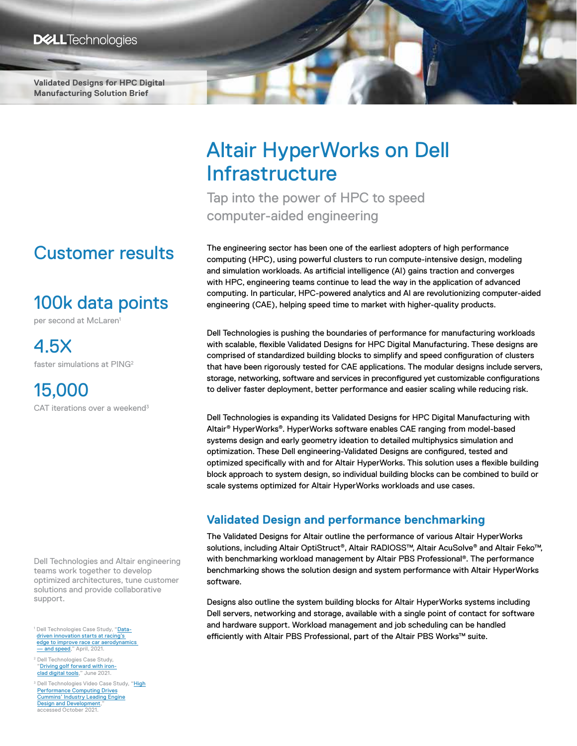Dell Technologies

Validated Designs for HPC Digital Manufacturing Solution Brief

# Altair HyperWorks on Dell Infrastructure

## Tap into the power of HPC to speed computer-aided engineering

The engineering sector has been one of the earliest adopters of high performance computing (HPC), using powerful clusters to run compute-intensive design, modeling and simulation workloads. As artificial intelligence (AI) gains traction and converges with HPC, engineering teams continue to lead the way in the application of advanced computing. In particular, HPC-powered analytics and AI are revolutionizing computer-aided engineering (CAE), helping speed time to market with higher-quality products.

Dell Technologies is pushing the boundaries of performance for manufacturing workloads with scalable, flexible Validated Designs for HPC Digital Manufacturing. These designs are comprised of standardized building blocks to simplify and speed configuration of clusters that have been rigorously tested for CAE applications. The modular designs include servers, storage, networking, software and services in preconfigured yet customizable configurations to deliver faster deployment, better performance and easier scaling while reducing risk.

Dell Technologies is expanding its Validated Designs for HPC Digital Manufacturing with Altair® HyperWorks®. HyperWorks software enables CAE ranging from model-based systems design and early geometry ideation to detailed multiphysics simulation and optimization. These Dell engineering-Validated Designs are configured, tested and optimized specifically with and for Altair HyperWorks. This solution uses a flexible building block approach to system design, so individual building blocks can be combined to build or scale systems optimized for Altair HyperWorks workloads and use cases.

### Validated Design and performance benchmarking

The Validated Designs for Altair outline the performance of various Altair HyperWorks solutions, including Altair OptiStruct®, Altair RADIOSS™, Altair AcuSolve® and Altair Feko™, with benchmarking workload management by Altair PBS Professional®. The performance benchmarking shows the solution design and system performance with Altair HyperWorks software.

Designs also outline the system building blocks for Altair HyperWorks systems including Dell servers, networking and storage, available with a single point of contact for software and hardware support. Workload management and job scheduling can be handled efficiently with Altair PBS Professional, part of the Altair PBS Works™ suite.

## Customer results

**100k data points**

per second at McLaren[1]

**4.5X**

faster simulations at PING[2]

**15,000**

CAT iterations over a weekend[3]

Dell Technologies and Altair engineering teams work together to develop optimized architectures, tune customer solutions and provide collaborative support.

[1] Dell Technologies Case Study, "Data-driven innovation starts at racing's edge to improve race car aerodynamics — and speed," April, 2021.

[2] Dell Technologies Case Study, "Driving golf forward with iron-clad digital tools," June 2021.

[3] Dell Technologies Video Case Study, "High Performance Computing Drives Cummins' Industry Leading Engine Design and Development," accessed October 2021.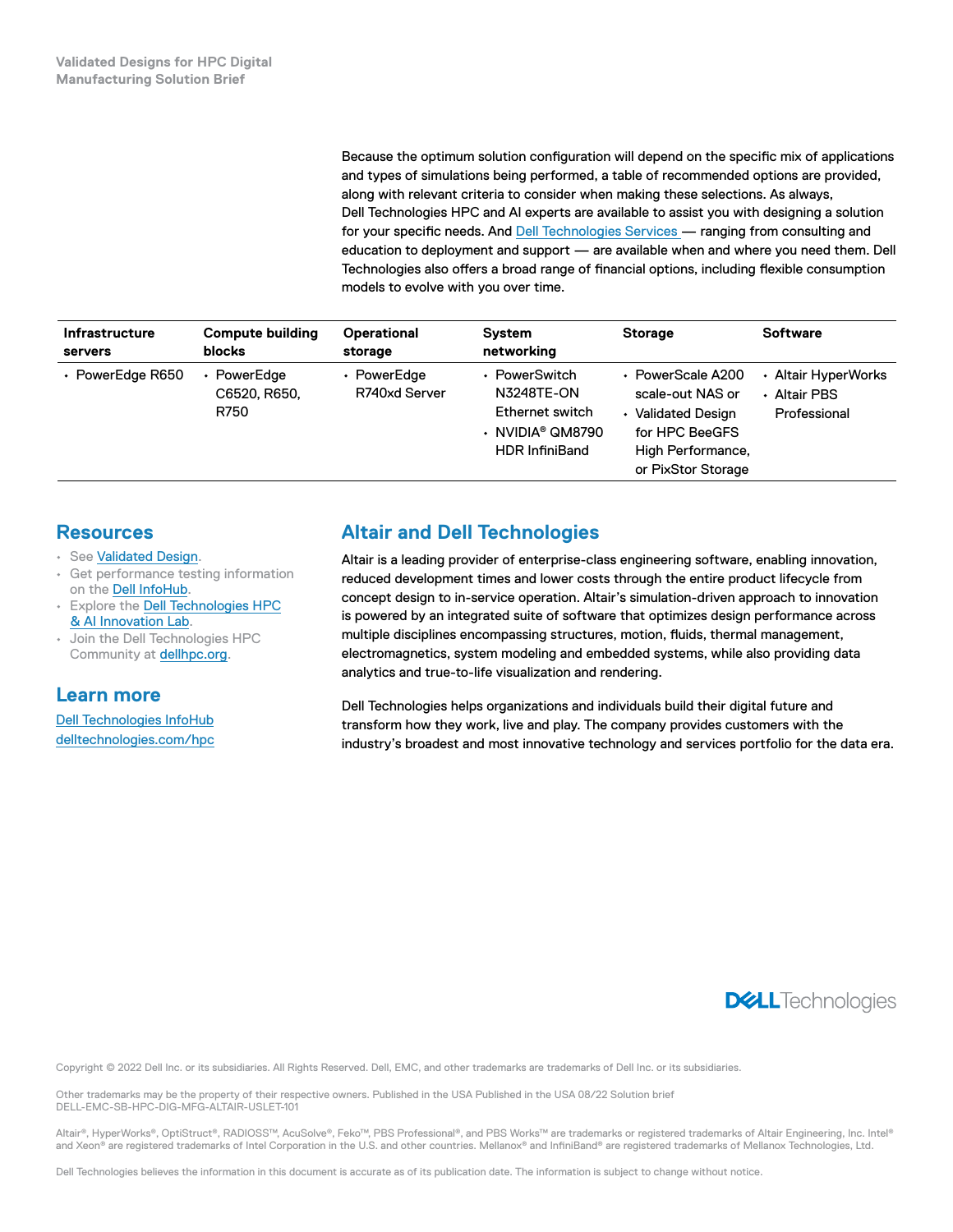Because the optimum solution configuration will depend on the specific mix of applications and types of simulations being performed, a table of recommended options are provided, along with relevant criteria to consider when making these selections. As always, Dell Technologies HPC and AI experts are available to assist you with designing a solution for your specific needs. And Dell Technologies Services — ranging from consulting and education to deployment and support — are available when and where you need them. Dell Technologies also offers a broad range of financial options, including flexible consumption models to evolve with you over time.

| Infrastructure servers | Compute building blocks | Operational storage | System networking | Storage | Software |
|---|---|---|---|---|---|
| • PowerEdge R650 | • PowerEdge C6520, R650, R750 | • PowerEdge R740xd Server | • PowerSwitch N3248TE-ON Ethernet switch<br>• NVIDIA® QM8790 HDR InfiniBand | • PowerScale A200 scale-out NAS or<br>• Validated Design for HPC BeeGFS High Performance, or PixStor Storage | • Altair HyperWorks<br>• Altair PBS Professional |

## Resources

- See Validated Design.
- Get performance testing information on the Dell InfoHub.
- Explore the Dell Technologies HPC & AI Innovation Lab.
- Join the Dell Technologies HPC Community at dellhpc.org.

## Learn more

Dell Technologies InfoHub

delltechnologies.com/hpc

## Altair and Dell Technologies

Altair is a leading provider of enterprise-class engineering software, enabling innovation, reduced development times and lower costs through the entire product lifecycle from concept design to in-service operation. Altair's simulation-driven approach to innovation is powered by an integrated suite of software that optimizes design performance across multiple disciplines encompassing structures, motion, fluids, thermal management, electromagnetics, system modeling and embedded systems, while also providing data analytics and true-to-life visualization and rendering.

Dell Technologies helps organizations and individuals build their digital future and transform how they work, live and play. The company provides customers with the industry's broadest and most innovative technology and services portfolio for the data era.

Copyright © 2022 Dell Inc. or its subsidiaries. All Rights Reserved. Dell, EMC, and other trademarks are trademarks of Dell Inc. or its subsidiaries.

Other trademarks may be the property of their respective owners. Published in the USA Published in the USA 08/22 Solution brief DELL-EMC-SB-HPC-DIG-MFG-ALTAIR-USLET-101

Altair®, HyperWorks®, OptiStruct®, RADIOSS™, AcuSolve®, Feko™, PBS Professional®, and PBS Works™ are trademarks or registered trademarks of Altair Engineering, Inc. Intel® and Xeon® are registered trademarks of Intel Corporation in the U.S. and other countries. Mellanox® and InfiniBand® are registered trademarks of Mellanox Technologies, Ltd.

Dell Technologies believes the information in this document is accurate as of its publication date. The information is subject to change without notice.